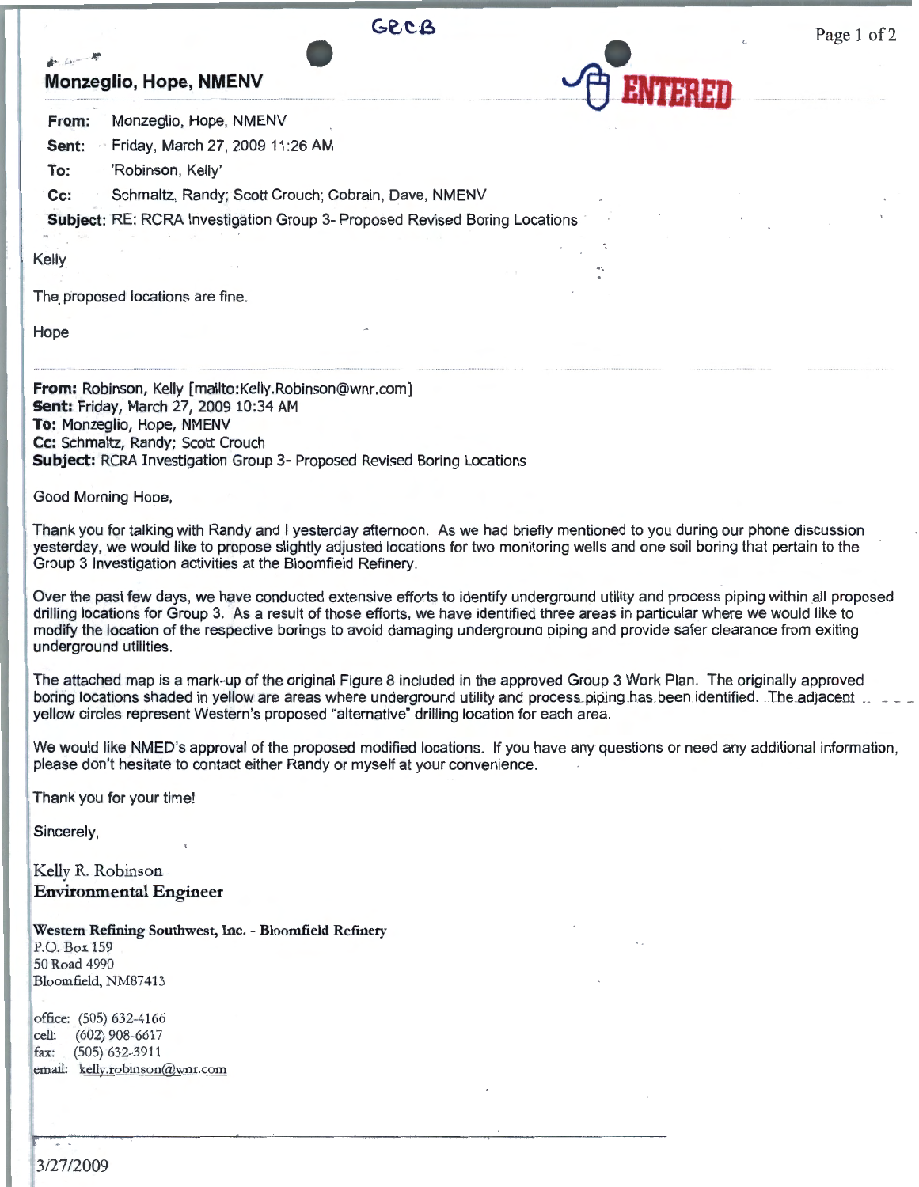GCCB

ENTERED

**Monzeglio, Hope, NMENV**

**From:** Monzeglio, Hope, NMENV
**Sent:** Friday, March 27, 2009 11:26 AM
**To:** 'Robinson, Kelly'
**Cc:** Schmaltz, Randy; Scott Crouch; Cobrain, Dave, NMENV
**Subject:** RE: RCRA Investigation Group 3- Proposed Revised Boring Locations

Kelly

The proposed locations are fine.

Hope

---

**From:** Robinson, Kelly [mailto:Kelly.Robinson@wnr.com]
**Sent:** Friday, March 27, 2009 10:34 AM
**To:** Monzeglio, Hope, NMENV
**Cc:** Schmaltz, Randy; Scott Crouch
**Subject:** RCRA Investigation Group 3- Proposed Revised Boring Locations

Good Morning Hope,

Thank you for talking with Randy and I yesterday afternoon. As we had briefly mentioned to you during our phone discussion yesterday, we would like to propose slightly adjusted locations for two monitoring wells and one soil boring that pertain to the Group 3 Investigation activities at the Bloomfield Refinery.

Over the past few days, we have conducted extensive efforts to identify underground utility and process piping within all proposed drilling locations for Group 3. As a result of those efforts, we have identified three areas in particular where we would like to modify the location of the respective borings to avoid damaging underground piping and provide safer clearance from exiting underground utilities.

The attached map is a mark-up of the original Figure 8 included in the approved Group 3 Work Plan. The originally approved boring locations shaded in yellow are areas where underground utility and process piping has been identified. The adjacent yellow circles represent Western's proposed "alternative" drilling location for each area.

We would like NMED's approval of the proposed modified locations. If you have any questions or need any additional information, please don't hesitate to contact either Randy or myself at your convenience.

Thank you for your time!

Sincerely,

Kelly R. Robinson
**Environmental Engineer**

**Western Refining Southwest, Inc. - Bloomfield Refinery**
P.O. Box 159
50 Road 4990
Bloomfield, NM87413

office: (505) 632-4166
cell: (602) 908-6617
fax: (505) 632-3911
email: kelly.robinson@wnr.com

3/27/2009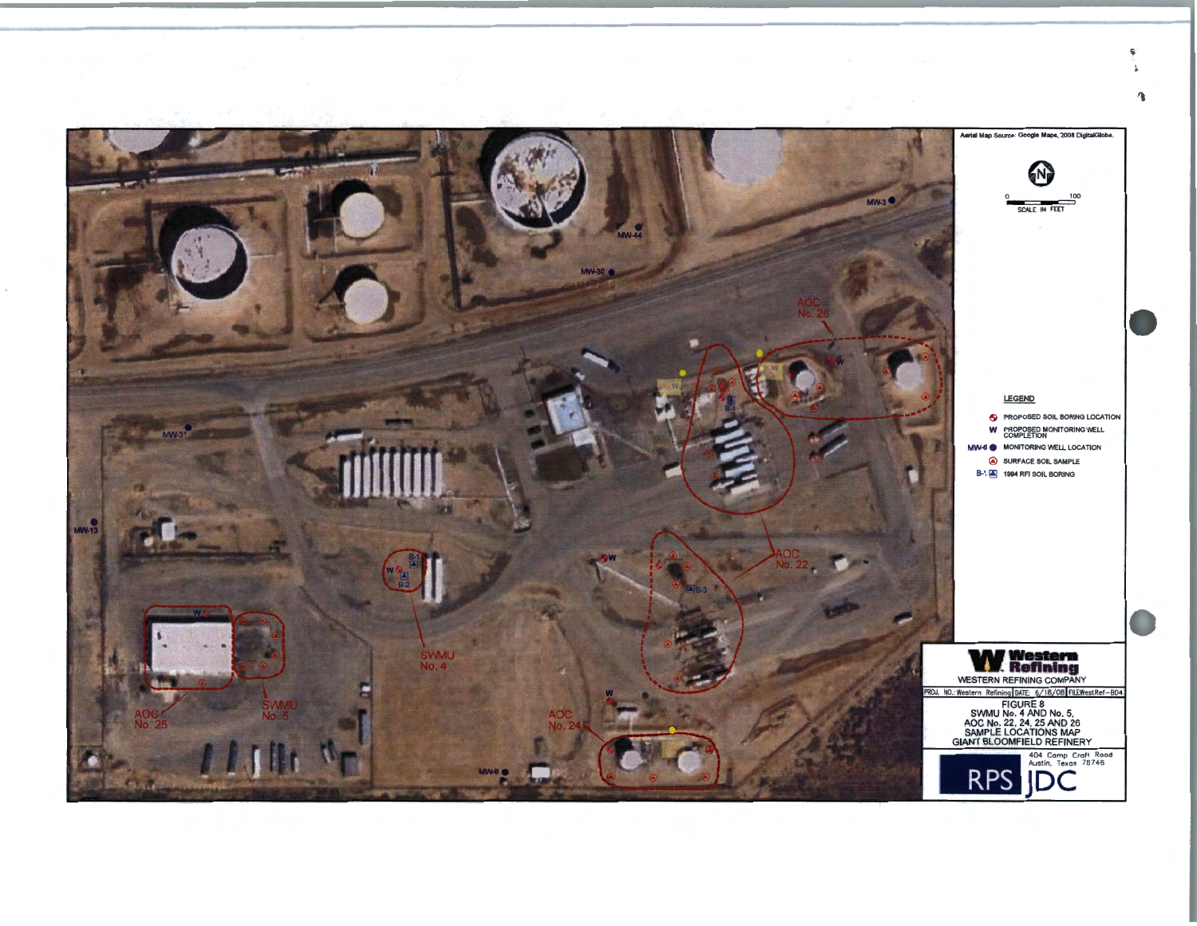Aerial Map Source: Google Maps, 2008 DigitalGlobe.

N

0 100

SCALE IN FEET

MW-3

MW-44

MW-30

AOC No. 26

MW-31

MW-13

B-1

B-2

B-3

B-4

SWMU No. 4

AOC No. 22

AOC No. 25

SWMU No. 5

AOC No. 24

MW-8

**LEGEND**

PROPOSED SOIL BORING LOCATION

W PROPOSED MONITORING WELL COMPLETION

MW-6 MONITORING WELL LOCATION

SURFACE SOIL SAMPLE

B-1 1994 RFI SOIL BORING

**Western Refining**

WESTERN REFINING COMPANY

PROJ. NO.: Western Refining | DATE: 6/18/08 | FILE: WestRef-B04

FIGURE 8

SWMU No. 4 AND No. 5,

AOC No. 22, 24, 25 AND 26

SAMPLE LOCATIONS MAP

GIANT BLOOMFIELD REFINERY

404 Camp Craft Road

Austin, Texas 78746

RPS JDC